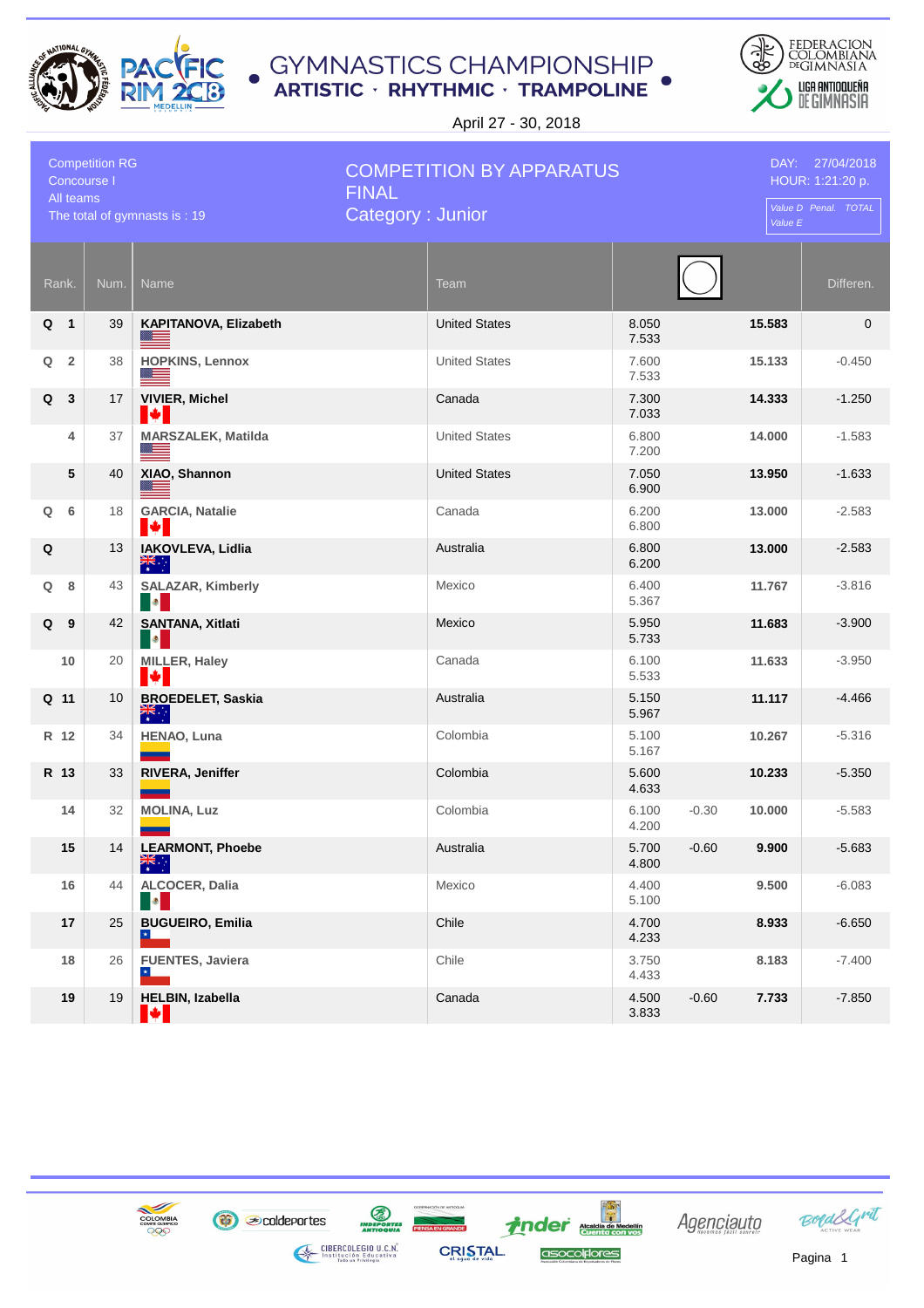# GYMNASTICS CHAMPIONSHIP

**ARTISTIC · RHYTHMIC · TRAMPOLINE**

April 27 - 30, 2018

FEDERACION COLOMBIANA DE GIMNASIA

LIGA ANTIOQUEÑA DE GIMNASIA

Competition RG
Concourse I
All teams
The total of gymnasts is : 19

## COMPETITION BY APPARATUS FINAL
## Category : Junior

DAY: 27/04/2018
HOUR: 1:21:20 p.

Value D Penal. TOTAL
Value E

| Rank. | | Num. | Name | Team | Value D / Value E | Penal. | TOTAL | Differen. |
|---|---|---|---|---|---|---|---|---|
| Q | 1 | 39 | **KAPITANOVA, Elizabeth** | United States | 8.050 / 7.533 | | **15.583** | 0 |
| Q | 2 | 38 | **HOPKINS, Lennox** | United States | 7.600 / 7.533 | | **15.133** | -0.450 |
| Q | 3 | 17 | **VIVIER, Michel** | Canada | 7.300 / 7.033 | | **14.333** | -1.250 |
| | 4 | 37 | **MARSZALEK, Matilda** | United States | 6.800 / 7.200 | | **14.000** | -1.583 |
| | 5 | 40 | **XIAO, Shannon** | United States | 7.050 / 6.900 | | **13.950** | -1.633 |
| Q | 6 | 18 | **GARCIA, Natalie** | Canada | 6.200 / 6.800 | | **13.000** | -2.583 |
| Q | | 13 | **IAKOVLEVA, Lidlia** | Australia | 6.800 / 6.200 | | **13.000** | -2.583 |
| Q | 8 | 43 | **SALAZAR, Kimberly** | Mexico | 6.400 / 5.367 | | **11.767** | -3.816 |
| Q | 9 | 42 | **SANTANA, Xitlati** | Mexico | 5.950 / 5.733 | | **11.683** | -3.900 |
| | 10 | 20 | **MILLER, Haley** | Canada | 6.100 / 5.533 | | **11.633** | -3.950 |
| Q | 11 | 10 | **BROEDELET, Saskia** | Australia | 5.150 / 5.967 | | **11.117** | -4.466 |
| R | 12 | 34 | **HENAO, Luna** | Colombia | 5.100 / 5.167 | | **10.267** | -5.316 |
| R | 13 | 33 | **RIVERA, Jeniffer** | Colombia | 5.600 / 4.633 | | **10.233** | -5.350 |
| | 14 | 32 | **MOLINA, Luz** | Colombia | 6.100 / 4.200 | -0.30 | **10.000** | -5.583 |
| | 15 | 14 | **LEARMONT, Phoebe** | Australia | 5.700 / 4.800 | -0.60 | **9.900** | -5.683 |
| | 16 | 44 | **ALCOCER, Dalia** | Mexico | 4.400 / 5.100 | | **9.500** | -6.083 |
| | 17 | 25 | **BUGUEIRO, Emilia** | Chile | 4.700 / 4.233 | | **8.933** | -6.650 |
| | 18 | 26 | **FUENTES, Javiera** | Chile | 3.750 / 4.433 | | **8.183** | -7.400 |
| | 19 | 19 | **HELBIN, Izabella** | Canada | 4.500 / 3.833 | -0.60 | **7.733** | -7.850 |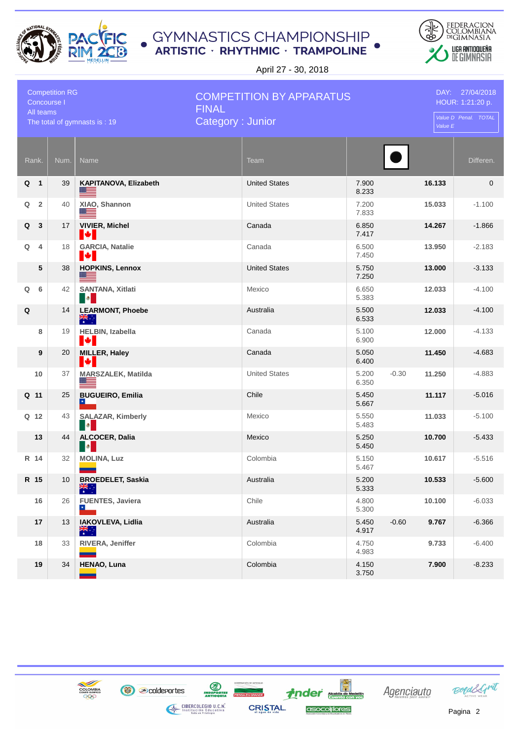# GYMNASTICS CHAMPIONSHIP

**ARTISTIC · RHYTHMIC · TRAMPOLINE**

April 27 - 30, 2018

Competition RG
Concourse I
All teams
The total of gymnasts is : 19

## COMPETITION BY APPARATUS
## FINAL
## Category : Junior

DAY: 27/04/2018
HOUR: 1:21:20 p.

| Rank. | | Num. | Name | Team | Value D / Value E | Penal. | TOTAL | Differen. |
|---|---|---|---|---|---|---|---|---|
| Q | 1 | 39 | **KAPITANOVA, Elizabeth** | United States | 7.900 / 8.233 | | **16.133** | 0 |
| Q | 2 | 40 | **XIAO, Shannon** | United States | 7.200 / 7.833 | | **15.033** | -1.100 |
| Q | 3 | 17 | **VIVIER, Michel** | Canada | 6.850 / 7.417 | | **14.267** | -1.866 |
| Q | 4 | 18 | **GARCIA, Natalie** | Canada | 6.500 / 7.450 | | **13.950** | -2.183 |
| | 5 | 38 | **HOPKINS, Lennox** | United States | 5.750 / 7.250 | | **13.000** | -3.133 |
| Q | 6 | 42 | **SANTANA, Xitlati** | Mexico | 6.650 / 5.383 | | **12.033** | -4.100 |
| Q | | 14 | **LEARMONT, Phoebe** | Australia | 5.500 / 6.533 | | **12.033** | -4.100 |
| | 8 | 19 | **HELBIN, Izabella** | Canada | 5.100 / 6.900 | | **12.000** | -4.133 |
| | 9 | 20 | **MILLER, Haley** | Canada | 5.050 / 6.400 | | **11.450** | -4.683 |
| | 10 | 37 | **MARSZALEK, Matilda** | United States | 5.200 / 6.350 | -0.30 | **11.250** | -4.883 |
| Q | 11 | 25 | **BUGUEIRO, Emilia** | Chile | 5.450 / 5.667 | | **11.117** | -5.016 |
| Q | 12 | 43 | **SALAZAR, Kimberly** | Mexico | 5.550 / 5.483 | | **11.033** | -5.100 |
| | 13 | 44 | **ALCOCER, Dalia** | Mexico | 5.250 / 5.450 | | **10.700** | -5.433 |
| R | 14 | 32 | **MOLINA, Luz** | Colombia | 5.150 / 5.467 | | **10.617** | -5.516 |
| R | 15 | 10 | **BROEDELET, Saskia** | Australia | 5.200 / 5.333 | | **10.533** | -5.600 |
| | 16 | 26 | **FUENTES, Javiera** | Chile | 4.800 / 5.300 | | **10.100** | -6.033 |
| | 17 | 13 | **IAKOVLEVA, Lidlia** | Australia | 5.450 / 4.917 | -0.60 | **9.767** | -6.366 |
| | 18 | 33 | **RIVERA, Jeniffer** | Colombia | 4.750 / 4.983 | | **9.733** | -6.400 |
| | 19 | 34 | **HENAO, Luna** | Colombia | 4.150 / 3.750 | | **7.900** | -8.233 |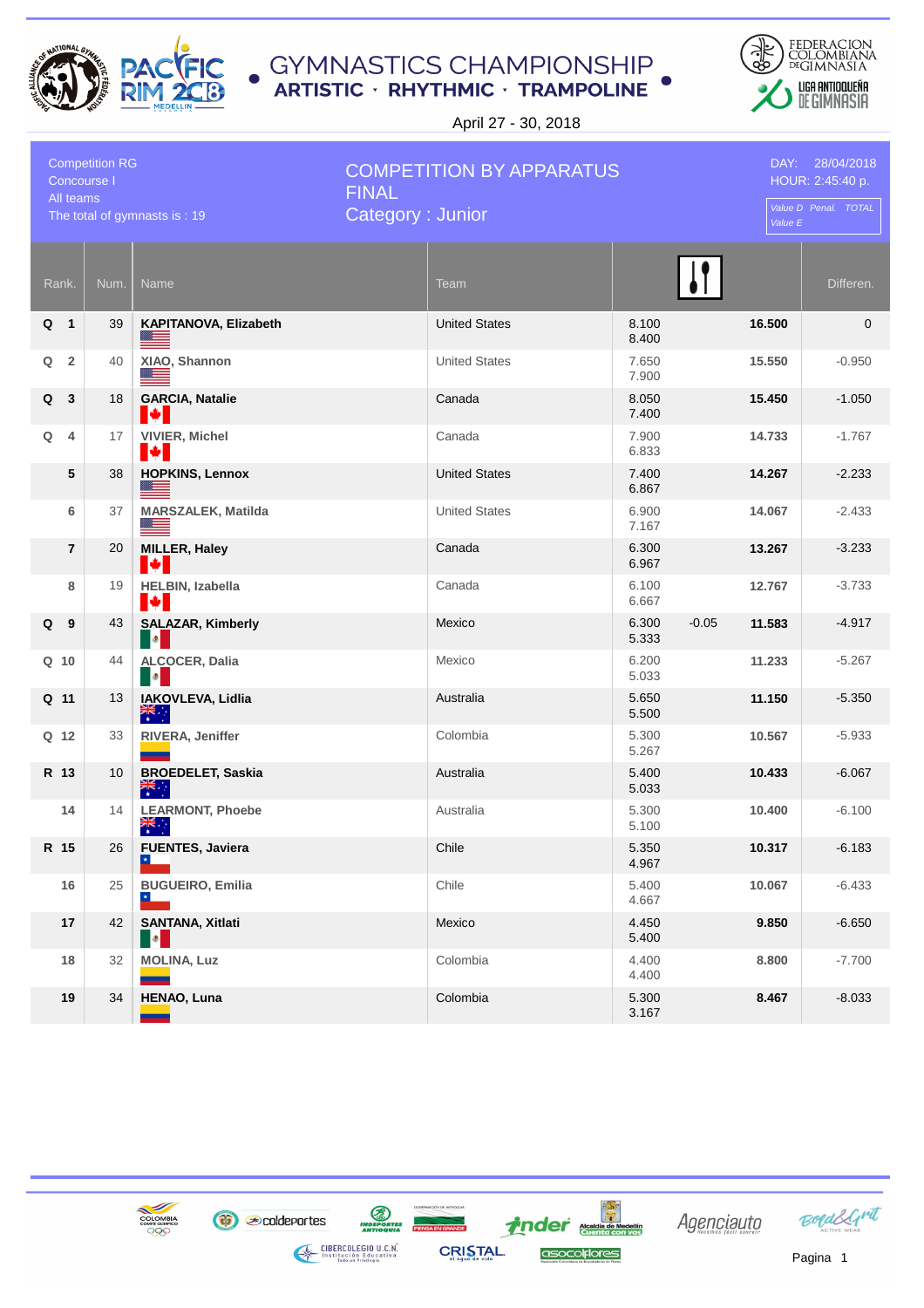# GYMNASTICS CHAMPIONSHIP

**ARTISTIC · RHYTHMIC · TRAMPOLINE**

April 27 - 30, 2018

Competition RG
Concourse I
All teams
The total of gymnasts is : 19

## COMPETITION BY APPARATUS
FINAL
Category : Junior

DAY: 28/04/2018
HOUR: 2:45:40 p.

Value D Penal. TOTAL
Value E

| Rank. | | Num. | Name | Team | Value D / Value E | Penal. | TOTAL | Differen. |
|---|---|---|---|---|---|---|---|---|
| Q | 1 | 39 | **KAPITANOVA, Elizabeth** | United States | 8.100 / 8.400 | | **16.500** | 0 |
| Q | 2 | 40 | XIAO, Shannon | United States | 7.650 / 7.900 | | 15.550 | -0.950 |
| Q | 3 | 18 | **GARCIA, Natalie** | Canada | 8.050 / 7.400 | | **15.450** | -1.050 |
| Q | 4 | 17 | VIVIER, Michel | Canada | 7.900 / 6.833 | | 14.733 | -1.767 |
| | 5 | 38 | **HOPKINS, Lennox** | United States | 7.400 / 6.867 | | **14.267** | -2.233 |
| | 6 | 37 | MARSZALEK, Matilda | United States | 6.900 / 7.167 | | 14.067 | -2.433 |
| | 7 | 20 | **MILLER, Haley** | Canada | 6.300 / 6.967 | | **13.267** | -3.233 |
| | 8 | 19 | HELBIN, Izabella | Canada | 6.100 / 6.667 | | 12.767 | -3.733 |
| Q | 9 | 43 | **SALAZAR, Kimberly** | Mexico | 6.300 / 5.333 | -0.05 | **11.583** | -4.917 |
| Q | 10 | 44 | ALCOCER, Dalia | Mexico | 6.200 / 5.033 | | 11.233 | -5.267 |
| Q | 11 | 13 | **IAKOVLEVA, Lidlia** | Australia | 5.650 / 5.500 | | **11.150** | -5.350 |
| Q | 12 | 33 | RIVERA, Jeniffer | Colombia | 5.300 / 5.267 | | 10.567 | -5.933 |
| R | 13 | 10 | **BROEDELET, Saskia** | Australia | 5.400 / 5.033 | | **10.433** | -6.067 |
| | 14 | 14 | LEARMONT, Phoebe | Australia | 5.300 / 5.100 | | 10.400 | -6.100 |
| R | 15 | 26 | **FUENTES, Javiera** | Chile | 5.350 / 4.967 | | **10.317** | -6.183 |
| | 16 | 25 | BUGUEIRO, Emilia | Chile | 5.400 / 4.667 | | 10.067 | -6.433 |
| | 17 | 42 | **SANTANA, Xitlati** | Mexico | 4.450 / 5.400 | | **9.850** | -6.650 |
| | 18 | 32 | MOLINA, Luz | Colombia | 4.400 / 4.400 | | 8.800 | -7.700 |
| | 19 | 34 | **HENAO, Luna** | Colombia | 5.300 / 3.167 | | **8.467** | -8.033 |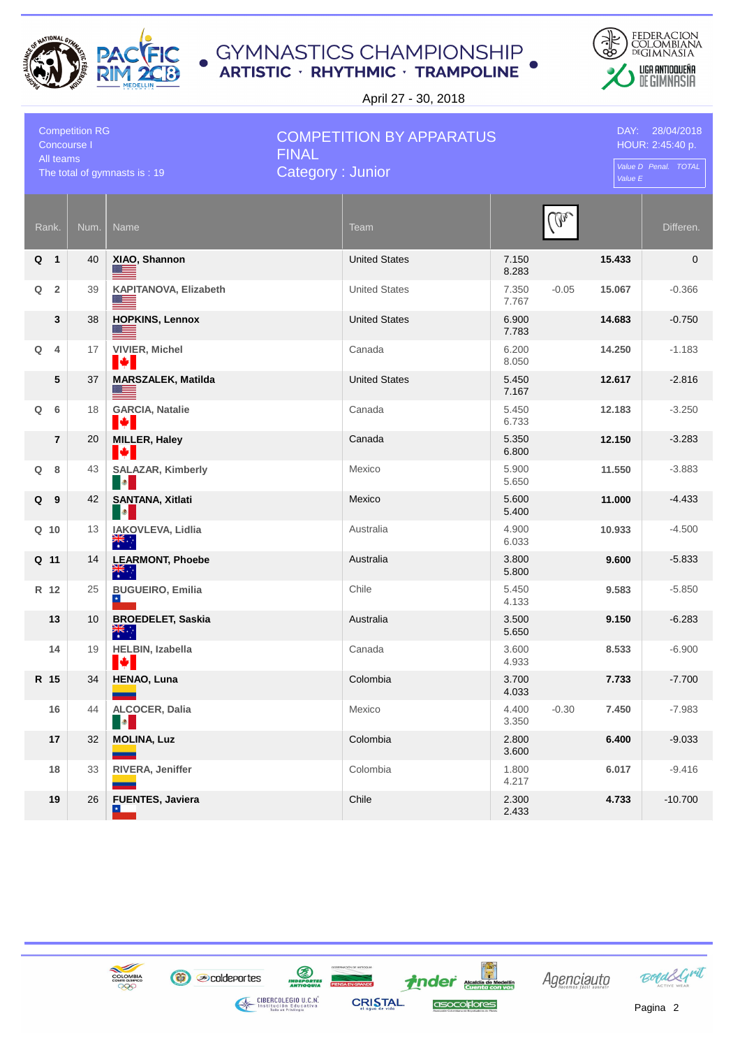# GYMNASTICS CHAMPIONSHIP

**ARTISTIC · RHYTHMIC · TRAMPOLINE**

April 27 - 30, 2018

Competition RG
Concourse I
All teams
The total of gymnasts is : 19

## COMPETITION BY APPARATUS
## FINAL
## Category : Junior

DAY: 28/04/2018
HOUR: 2:45:40 p.

Value D Penal. TOTAL
Value E

| Rank. | | Num. | Name | Team | Value D / Value E | Penal. | TOTAL | Differen. |
|---|---|---|---|---|---|---|---|---|
| Q | 1 | 40 | **XIAO, Shannon** | United States | 7.150 / 8.283 | | **15.433** | 0 |
| Q | 2 | 39 | **KAPITANOVA, Elizabeth** | United States | 7.350 / 7.767 | -0.05 | **15.067** | -0.366 |
| | 3 | 38 | **HOPKINS, Lennox** | United States | 6.900 / 7.783 | | **14.683** | -0.750 |
| Q | 4 | 17 | **VIVIER, Michel** | Canada | 6.200 / 8.050 | | **14.250** | -1.183 |
| | 5 | 37 | **MARSZALEK, Matilda** | United States | 5.450 / 7.167 | | **12.617** | -2.816 |
| Q | 6 | 18 | **GARCIA, Natalie** | Canada | 5.450 / 6.733 | | **12.183** | -3.250 |
| | 7 | 20 | **MILLER, Haley** | Canada | 5.350 / 6.800 | | **12.150** | -3.283 |
| Q | 8 | 43 | **SALAZAR, Kimberly** | Mexico | 5.900 / 5.650 | | **11.550** | -3.883 |
| Q | 9 | 42 | **SANTANA, Xitlati** | Mexico | 5.600 / 5.400 | | **11.000** | -4.433 |
| Q | 10 | 13 | **IAKOVLEVA, Lidlia** | Australia | 4.900 / 6.033 | | **10.933** | -4.500 |
| Q | 11 | 14 | **LEARMONT, Phoebe** | Australia | 3.800 / 5.800 | | **9.600** | -5.833 |
| R | 12 | 25 | **BUGUEIRO, Emilia** | Chile | 5.450 / 4.133 | | **9.583** | -5.850 |
| | 13 | 10 | **BROEDELET, Saskia** | Australia | 3.500 / 5.650 | | **9.150** | -6.283 |
| | 14 | 19 | **HELBIN, Izabella** | Canada | 3.600 / 4.933 | | **8.533** | -6.900 |
| R | 15 | 34 | **HENAO, Luna** | Colombia | 3.700 / 4.033 | | **7.733** | -7.700 |
| | 16 | 44 | **ALCOCER, Dalia** | Mexico | 4.400 / 3.350 | -0.30 | **7.450** | -7.983 |
| | 17 | 32 | **MOLINA, Luz** | Colombia | 2.800 / 3.600 | | **6.400** | -9.033 |
| | 18 | 33 | **RIVERA, Jeniffer** | Colombia | 1.800 / 4.217 | | **6.017** | -9.416 |
| | 19 | 26 | **FUENTES, Javiera** | Chile | 2.300 / 2.433 | | **4.733** | -10.700 |